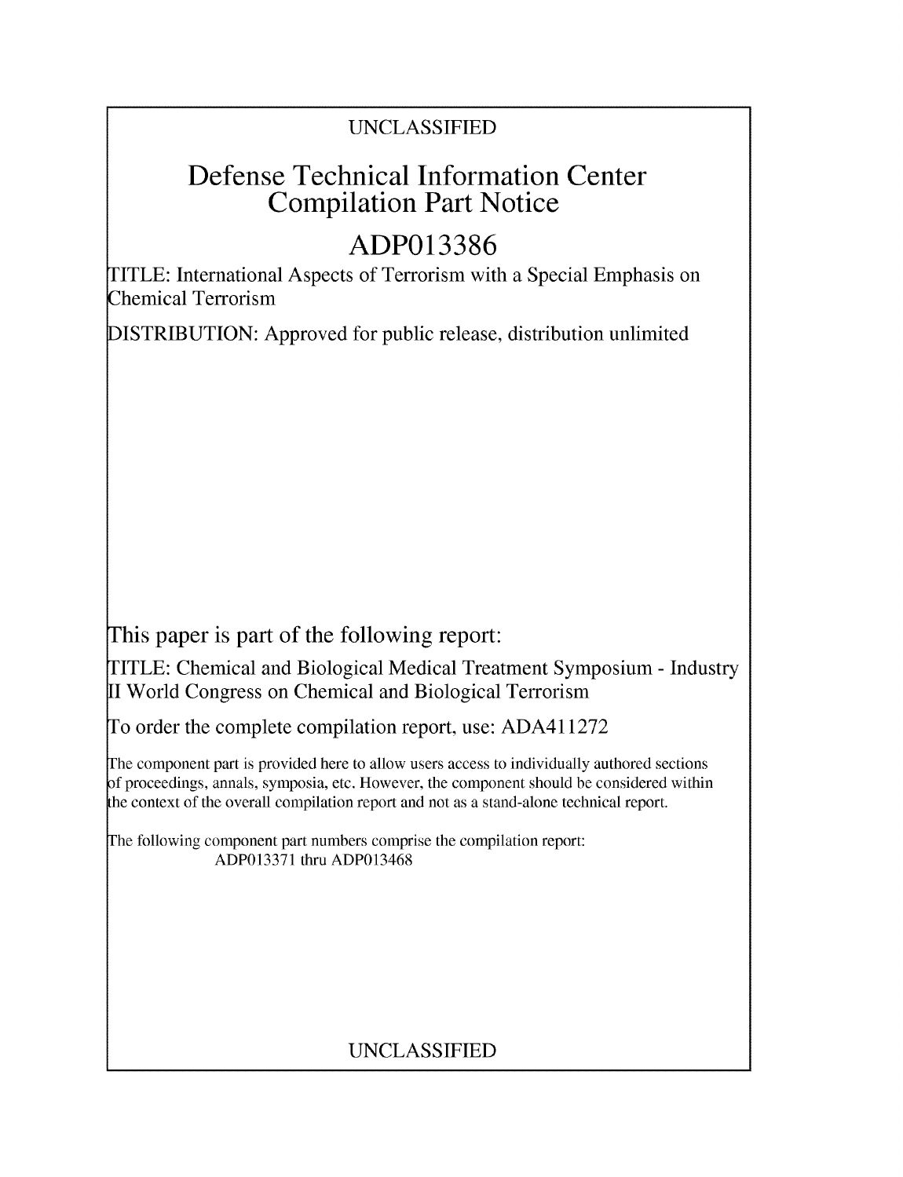UNCLASSIFIED

# Defense Technical Information Center Compilation Part Notice

# ADP013386

TITLE: International Aspects of Terrorism with a Special Emphasis on Chemical Terrorism

DISTRIBUTION: Approved for public release, distribution unlimited

This paper is part of the following report:

TITLE: Chemical and Biological Medical Treatment Symposium - Industry II World Congress on Chemical and Biological Terrorism

To order the complete compilation report, use: ADA411272

The component part is provided here to allow users access to individually authored sections of proceedings, annals, symposia, etc. However, the component should be considered within the context of the overall compilation report and not as a stand-alone technical report.

The following component part numbers comprise the compilation report:
ADP013371 thru ADP013468

UNCLASSIFIED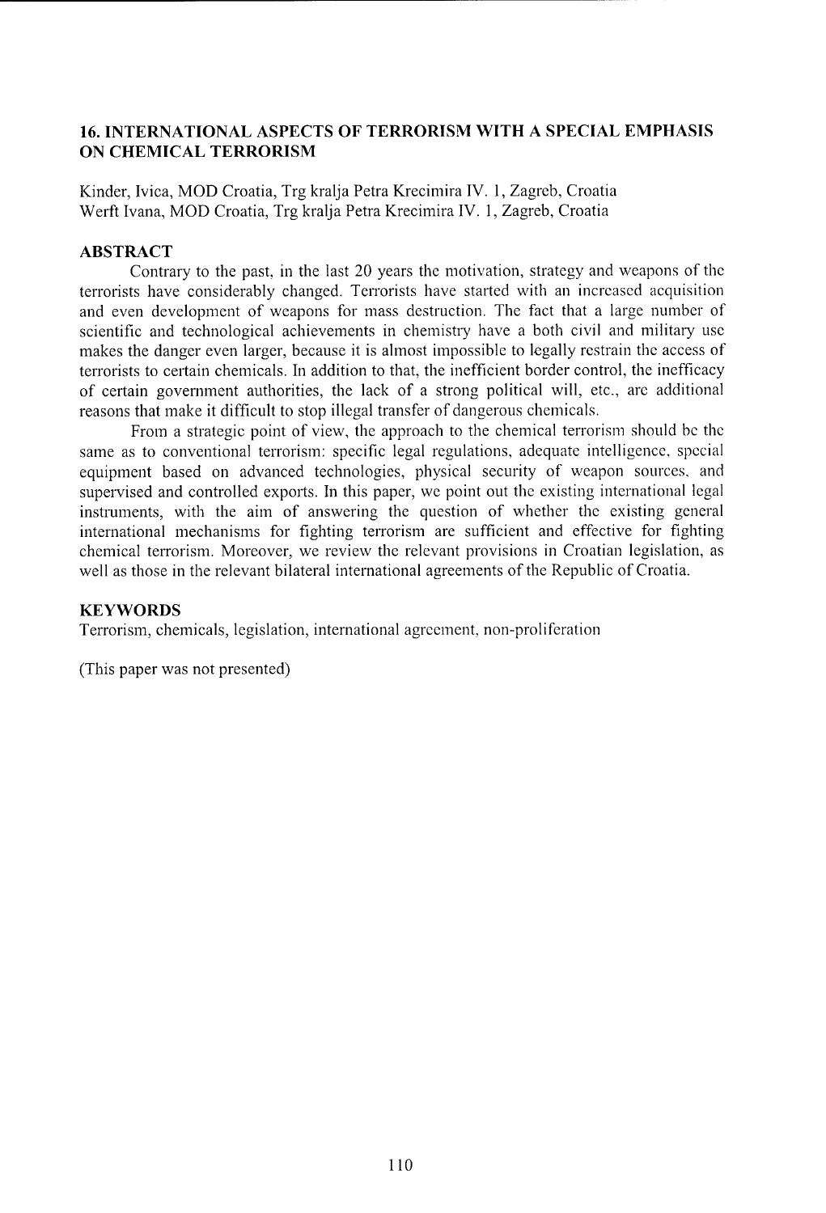## 16. INTERNATIONAL ASPECTS OF TERRORISM WITH A SPECIAL EMPHASIS ON CHEMICAL TERRORISM

Kinder, Ivica, MOD Croatia, Trg kralja Petra Krecimira IV. 1, Zagreb, Croatia
Werft Ivana, MOD Croatia, Trg kralja Petra Krecimira IV. 1, Zagreb, Croatia

### ABSTRACT

Contrary to the past, in the last 20 years the motivation, strategy and weapons of the terrorists have considerably changed. Terrorists have started with an increased acquisition and even development of weapons for mass destruction. The fact that a large number of scientific and technological achievements in chemistry have a both civil and military use makes the danger even larger, because it is almost impossible to legally restrain the access of terrorists to certain chemicals. In addition to that, the inefficient border control, the inefficacy of certain government authorities, the lack of a strong political will, etc., are additional reasons that make it difficult to stop illegal transfer of dangerous chemicals.

From a strategic point of view, the approach to the chemical terrorism should be the same as to conventional terrorism: specific legal regulations, adequate intelligence, special equipment based on advanced technologies, physical security of weapon sources, and supervised and controlled exports. In this paper, we point out the existing international legal instruments, with the aim of answering the question of whether the existing general international mechanisms for fighting terrorism are sufficient and effective for fighting chemical terrorism. Moreover, we review the relevant provisions in Croatian legislation, as well as those in the relevant bilateral international agreements of the Republic of Croatia.

### KEYWORDS

Terrorism, chemicals, legislation, international agreement, non-proliferation

(This paper was not presented)